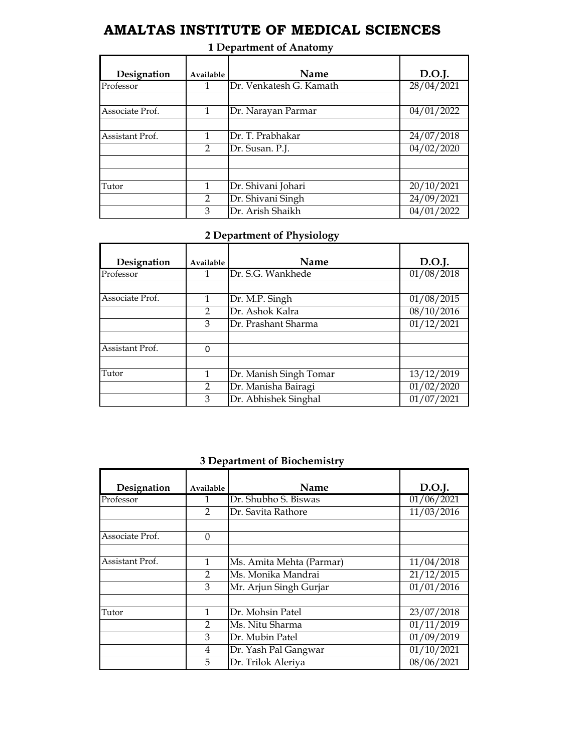# AMALTAS INSTITUTE OF MEDICAL SCIENCES

### 1 Department of Anatomy

| Designation | Available | Name | D.O.J. |
|---|---|---|---|
| Professor | 1 | Dr. Venkatesh G. Kamath | 28/04/2021 |
| | | | |
| Associate Prof. | 1 | Dr. Narayan Parmar | 04/01/2022 |
| | | | |
| Assistant Prof. | 1 | Dr. T. Prabhakar | 24/07/2018 |
| | 2 | Dr. Susan. P.J. | 04/02/2020 |
| | | | |
| | | | |
| Tutor | 1 | Dr. Shivani Johari | 20/10/2021 |
| | 2 | Dr. Shivani Singh | 24/09/2021 |
| | 3 | Dr. Arish Shaikh | 04/01/2022 |

### 2 Department of Physiology

| Designation | Available | Name | D.O.J. |
|---|---|---|---|
| Professor | 1 | Dr. S.G. Wankhede | 01/08/2018 |
| | | | |
| Associate Prof. | 1 | Dr. M.P. Singh | 01/08/2015 |
| | 2 | Dr. Ashok Kalra | 08/10/2016 |
| | 3 | Dr. Prashant Sharma | 01/12/2021 |
| | | | |
| Assistant Prof. | 0 | | |
| | | | |
| Tutor | 1 | Dr. Manish Singh Tomar | 13/12/2019 |
| | 2 | Dr. Manisha Bairagi | 01/02/2020 |
| | 3 | Dr. Abhishek Singhal | 01/07/2021 |

### 3 Department of Biochemistry

| Designation | Available | Name | D.O.J. |
|---|---|---|---|
| Professor | 1 | Dr. Shubho S. Biswas | 01/06/2021 |
| | 2 | Dr. Savita Rathore | 11/03/2016 |
| | | | |
| Associate Prof. | 0 | | |
| | | | |
| Assistant Prof. | 1 | Ms. Amita Mehta (Parmar) | 11/04/2018 |
| | 2 | Ms. Monika Mandrai | 21/12/2015 |
| | 3 | Mr. Arjun Singh Gurjar | 01/01/2016 |
| | | | |
| Tutor | 1 | Dr. Mohsin Patel | 23/07/2018 |
| | 2 | Ms. Nitu Sharma | 01/11/2019 |
| | 3 | Dr. Mubin Patel | 01/09/2019 |
| | 4 | Dr. Yash Pal Gangwar | 01/10/2021 |
| | 5 | Dr. Trilok Aleriya | 08/06/2021 |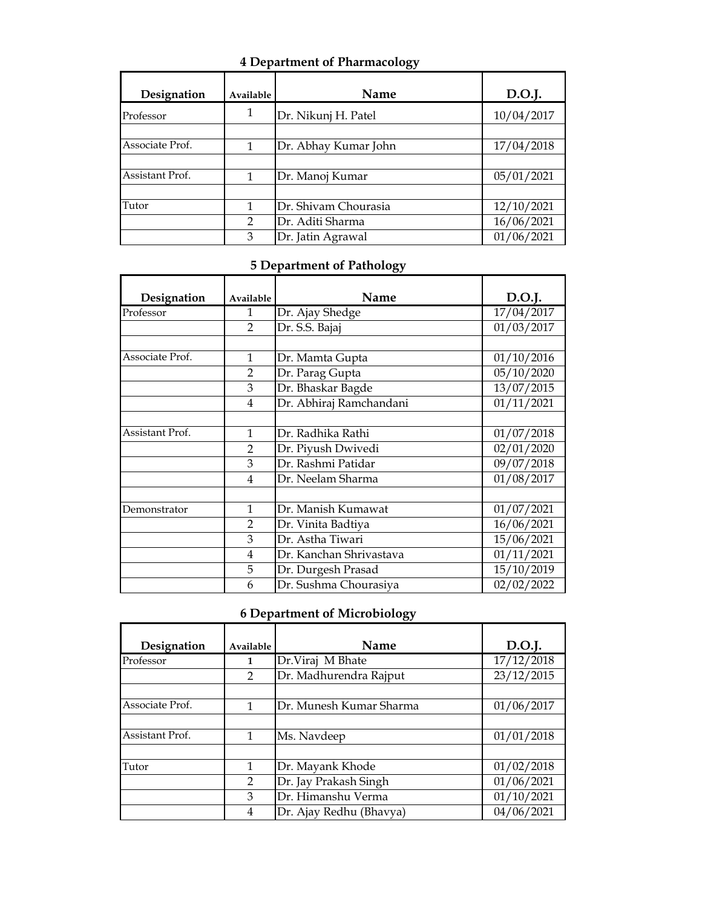## 4 Department of Pharmacology

| Designation | Available | Name | D.O.J. |
|---|---|---|---|
| Professor | 1 | Dr. Nikunj H. Patel | 10/04/2017 |
| | | | |
| Associate Prof. | 1 | Dr. Abhay Kumar John | 17/04/2018 |
| | | | |
| Assistant Prof. | 1 | Dr. Manoj Kumar | 05/01/2021 |
| | | | |
| Tutor | 1 | Dr. Shivam Chourasia | 12/10/2021 |
| | 2 | Dr. Aditi Sharma | 16/06/2021 |
| | 3 | Dr. Jatin Agrawal | 01/06/2021 |

## 5 Department of Pathology

| Designation | Available | Name | D.O.J. |
|---|---|---|---|
| Professor | 1 | Dr. Ajay Shedge | 17/04/2017 |
| | 2 | Dr. S.S. Bajaj | 01/03/2017 |
| | | | |
| Associate Prof. | 1 | Dr. Mamta Gupta | 01/10/2016 |
| | 2 | Dr. Parag Gupta | 05/10/2020 |
| | 3 | Dr. Bhaskar Bagde | 13/07/2015 |
| | 4 | Dr. Abhiraj Ramchandani | 01/11/2021 |
| | | | |
| Assistant Prof. | 1 | Dr. Radhika Rathi | 01/07/2018 |
| | 2 | Dr. Piyush Dwivedi | 02/01/2020 |
| | 3 | Dr. Rashmi Patidar | 09/07/2018 |
| | 4 | Dr. Neelam Sharma | 01/08/2017 |
| | | | |
| Demonstrator | 1 | Dr. Manish Kumawat | 01/07/2021 |
| | 2 | Dr. Vinita Badtiya | 16/06/2021 |
| | 3 | Dr. Astha Tiwari | 15/06/2021 |
| | 4 | Dr. Kanchan Shrivastava | 01/11/2021 |
| | 5 | Dr. Durgesh Prasad | 15/10/2019 |
| | 6 | Dr. Sushma Chourasiya | 02/02/2022 |

## 6 Department of Microbiology

| Designation | Available | Name | D.O.J. |
|---|---|---|---|
| Professor | 1 | Dr.Viraj M Bhate | 17/12/2018 |
| | 2 | Dr. Madhurendra Rajput | 23/12/2015 |
| | | | |
| Associate Prof. | 1 | Dr. Munesh Kumar Sharma | 01/06/2017 |
| | | | |
| Assistant Prof. | 1 | Ms. Navdeep | 01/01/2018 |
| | | | |
| Tutor | 1 | Dr. Mayank Khode | 01/02/2018 |
| | 2 | Dr. Jay Prakash Singh | 01/06/2021 |
| | 3 | Dr. Himanshu Verma | 01/10/2021 |
| | 4 | Dr. Ajay Redhu (Bhavya) | 04/06/2021 |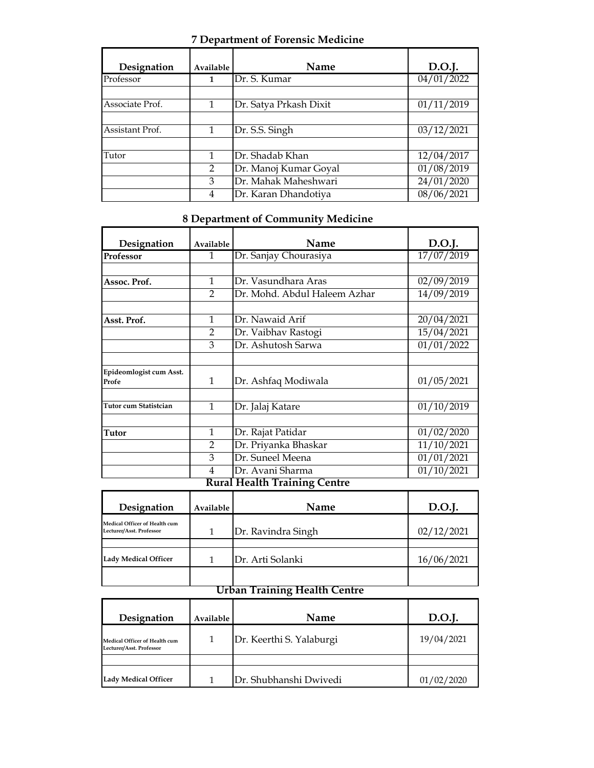## 7 Department of Forensic Medicine

| Designation | Available | Name | D.O.J. |
|---|---|---|---|
| Professor | 1 | Dr. S. Kumar | 04/01/2022 |
| | | | |
| Associate Prof. | 1 | Dr. Satya Prkash Dixit | 01/11/2019 |
| | | | |
| Assistant Prof. | 1 | Dr. S.S. Singh | 03/12/2021 |
| | | | |
| Tutor | 1 | Dr. Shadab Khan | 12/04/2017 |
| | 2 | Dr. Manoj Kumar Goyal | 01/08/2019 |
| | 3 | Dr. Mahak Maheshwari | 24/01/2020 |
| | 4 | Dr. Karan Dhandotiya | 08/06/2021 |

## 8 Department of Community Medicine

| Designation | Available | Name | D.O.J. |
|---|---|---|---|
| **Professor** | 1 | Dr. Sanjay Chourasiya | 17/07/2019 |
| | | | |
| **Assoc. Prof.** | 1 | Dr. Vasundhara Aras | 02/09/2019 |
| | 2 | Dr. Mohd. Abdul Haleem Azhar | 14/09/2019 |
| | | | |
| **Asst. Prof.** | 1 | Dr. Nawaid Arif | 20/04/2021 |
| | 2 | Dr. Vaibhav Rastogi | 15/04/2021 |
| | 3 | Dr. Ashutosh Sarwa | 01/01/2022 |
| | | | |
| **Epideomlogist cum Asst. Profe** | 1 | Dr. Ashfaq Modiwala | 01/05/2021 |
| | | | |
| **Tutor cum Statistcian** | 1 | Dr. Jalaj Katare | 01/10/2019 |
| | | | |
| **Tutor** | 1 | Dr. Rajat Patidar | 01/02/2020 |
| | 2 | Dr. Priyanka Bhaskar | 11/10/2021 |
| | 3 | Dr. Suneel Meena | 01/01/2021 |
| | 4 | Dr. Avani Sharma | 01/10/2021 |

## Rural Health Training Centre

| Designation | Available | Name | D.O.J. |
|---|---|---|---|
| **Medical Officer of Health cum Lecturer/Asst. Professor** | 1 | Dr. Ravindra Singh | 02/12/2021 |
| | | | |
| **Lady Medical Officer** | 1 | Dr. Arti Solanki | 16/06/2021 |
| | | | |

## Urban Training Health Centre

| Designation | Available | Name | D.O.J. |
|---|---|---|---|
| **Medical Officer of Health cum Lecturer/Asst. Professor** | 1 | Dr. Keerthi S. Yalaburgi | 19/04/2021 |
| | | | |
| **Lady Medical Officer** | 1 | Dr. Shubhanshi Dwivedi | 01/02/2020 |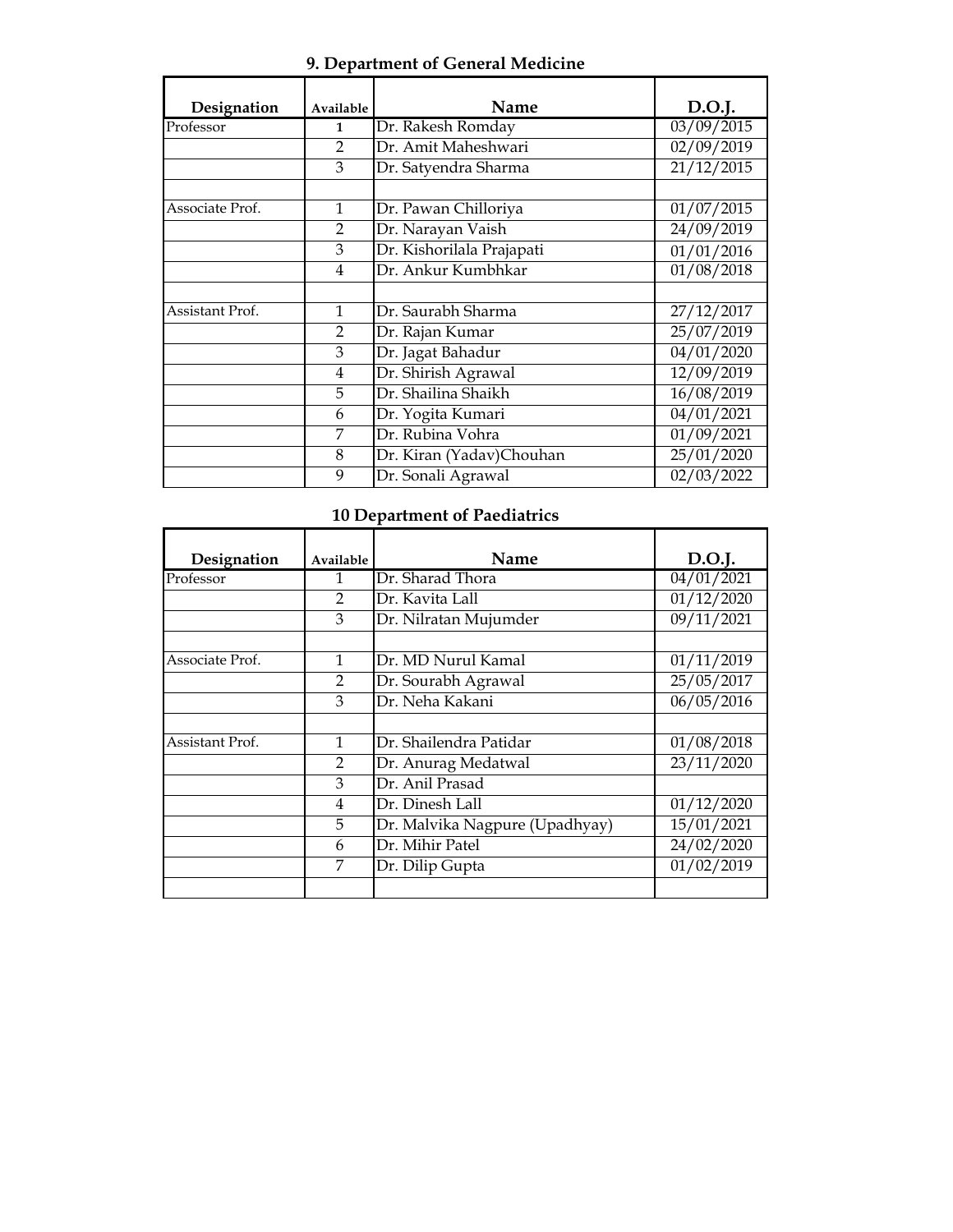## 9. Department of General Medicine

| Designation | Available | Name | D.O.J. |
|---|---|---|---|
| Professor | 1 | Dr. Rakesh Romday | 03/09/2015 |
| | 2 | Dr. Amit Maheshwari | 02/09/2019 |
| | 3 | Dr. Satyendra Sharma | 21/12/2015 |
| | | | |
| Associate Prof. | 1 | Dr. Pawan Chilloriya | 01/07/2015 |
| | 2 | Dr. Narayan Vaish | 24/09/2019 |
| | 3 | Dr. Kishorilala Prajapati | 01/01/2016 |
| | 4 | Dr. Ankur Kumbhkar | 01/08/2018 |
| | | | |
| Assistant Prof. | 1 | Dr. Saurabh Sharma | 27/12/2017 |
| | 2 | Dr. Rajan Kumar | 25/07/2019 |
| | 3 | Dr. Jagat Bahadur | 04/01/2020 |
| | 4 | Dr. Shirish Agrawal | 12/09/2019 |
| | 5 | Dr. Shailina Shaikh | 16/08/2019 |
| | 6 | Dr. Yogita Kumari | 04/01/2021 |
| | 7 | Dr. Rubina Vohra | 01/09/2021 |
| | 8 | Dr. Kiran (Yadav)Chouhan | 25/01/2020 |
| | 9 | Dr. Sonali Agrawal | 02/03/2022 |

## 10 Department of Paediatrics

| Designation | Available | Name | D.O.J. |
|---|---|---|---|
| Professor | 1 | Dr. Sharad Thora | 04/01/2021 |
| | 2 | Dr. Kavita Lall | 01/12/2020 |
| | 3 | Dr. Nilratan Mujumder | 09/11/2021 |
| | | | |
| Associate Prof. | 1 | Dr. MD Nurul Kamal | 01/11/2019 |
| | 2 | Dr. Sourabh Agrawal | 25/05/2017 |
| | 3 | Dr. Neha Kakani | 06/05/2016 |
| | | | |
| Assistant Prof. | 1 | Dr. Shailendra Patidar | 01/08/2018 |
| | 2 | Dr. Anurag Medatwal | 23/11/2020 |
| | 3 | Dr. Anil Prasad | |
| | 4 | Dr. Dinesh Lall | 01/12/2020 |
| | 5 | Dr. Malvika Nagpure (Upadhyay) | 15/01/2021 |
| | 6 | Dr. Mihir Patel | 24/02/2020 |
| | 7 | Dr. Dilip Gupta | 01/02/2019 |
| | | | |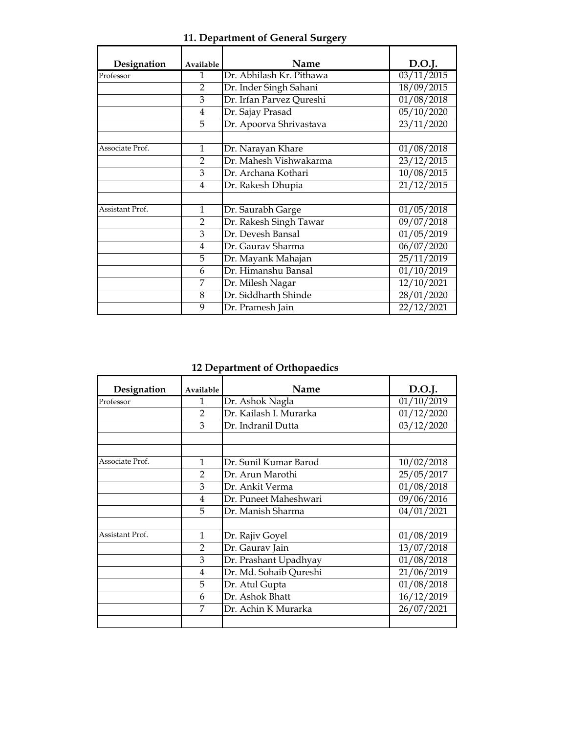## 11. Department of General Surgery

| Designation | Available | Name | D.O.J. |
|---|---|---|---|
| Professor | 1 | Dr. Abhilash Kr. Pithawa | 03/11/2015 |
| | 2 | Dr. Inder Singh Sahani | 18/09/2015 |
| | 3 | Dr. Irfan Parvez Qureshi | 01/08/2018 |
| | 4 | Dr. Sajay Prasad | 05/10/2020 |
| | 5 | Dr. Apoorva Shrivastava | 23/11/2020 |
| | | | |
| Associate Prof. | 1 | Dr. Narayan Khare | 01/08/2018 |
| | 2 | Dr. Mahesh Vishwakarma | 23/12/2015 |
| | 3 | Dr. Archana Kothari | 10/08/2015 |
| | 4 | Dr. Rakesh Dhupia | 21/12/2015 |
| | | | |
| Assistant Prof. | 1 | Dr. Saurabh Garge | 01/05/2018 |
| | 2 | Dr. Rakesh Singh Tawar | 09/07/2018 |
| | 3 | Dr. Devesh Bansal | 01/05/2019 |
| | 4 | Dr. Gaurav Sharma | 06/07/2020 |
| | 5 | Dr. Mayank Mahajan | 25/11/2019 |
| | 6 | Dr. Himanshu Bansal | 01/10/2019 |
| | 7 | Dr. Milesh Nagar | 12/10/2021 |
| | 8 | Dr. Siddharth Shinde | 28/01/2020 |
| | 9 | Dr. Pramesh Jain | 22/12/2021 |

## 12 Department of Orthopaedics

| Designation | Available | Name | D.O.J. |
|---|---|---|---|
| Professor | 1 | Dr. Ashok Nagla | 01/10/2019 |
| | 2 | Dr. Kailash I. Murarka | 01/12/2020 |
| | 3 | Dr. Indranil Dutta | 03/12/2020 |
| | | | |
| | | | |
| Associate Prof. | 1 | Dr. Sunil Kumar Barod | 10/02/2018 |
| | 2 | Dr. Arun Marothi | 25/05/2017 |
| | 3 | Dr. Ankit Verma | 01/08/2018 |
| | 4 | Dr. Puneet Maheshwari | 09/06/2016 |
| | 5 | Dr. Manish Sharma | 04/01/2021 |
| | | | |
| Assistant Prof. | 1 | Dr. Rajiv Goyel | 01/08/2019 |
| | 2 | Dr. Gaurav Jain | 13/07/2018 |
| | 3 | Dr. Prashant Upadhyay | 01/08/2018 |
| | 4 | Dr. Md. Sohaib Qureshi | 21/06/2019 |
| | 5 | Dr. Atul Gupta | 01/08/2018 |
| | 6 | Dr. Ashok Bhatt | 16/12/2019 |
| | 7 | Dr. Achin K Murarka | 26/07/2021 |
| | | | |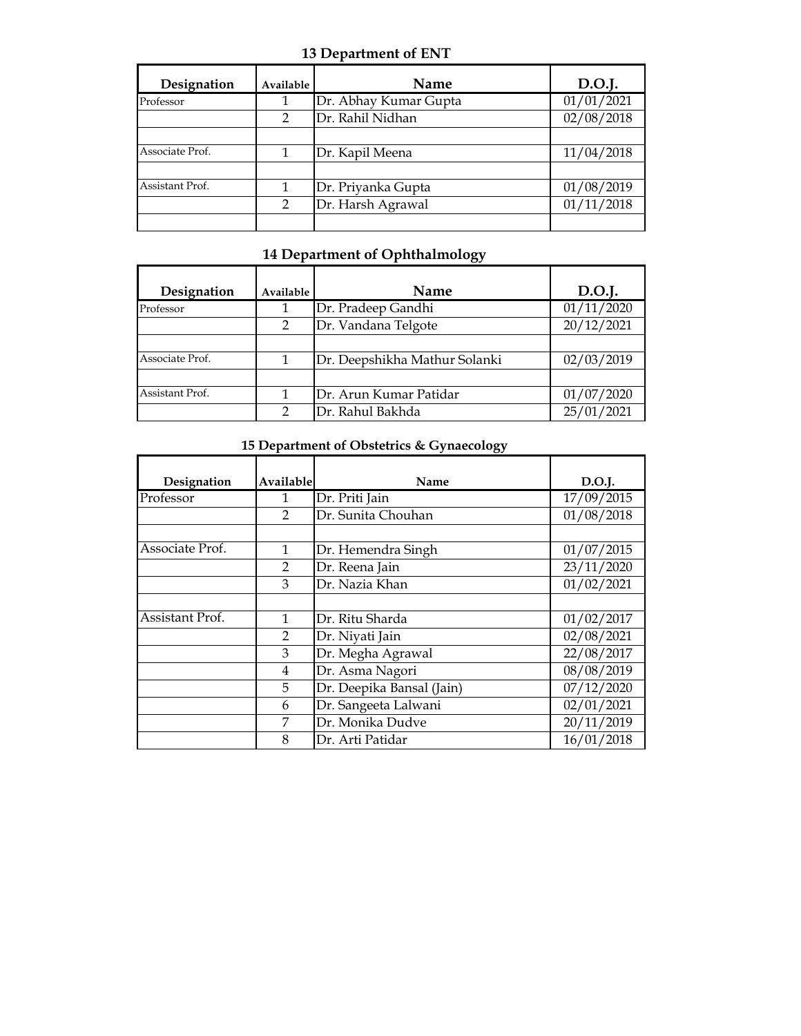### 13 Department of ENT

| Designation | Available | Name | D.O.J. |
|---|---|---|---|
| Professor | 1 | Dr. Abhay Kumar Gupta | 01/01/2021 |
| | 2 | Dr. Rahil Nidhan | 02/08/2018 |
| | | | |
| Associate Prof. | 1 | Dr. Kapil Meena | 11/04/2018 |
| | | | |
| Assistant Prof. | 1 | Dr. Priyanka Gupta | 01/08/2019 |
| | 2 | Dr. Harsh Agrawal | 01/11/2018 |
| | | | |

### 14 Department of Ophthalmology

| Designation | Available | Name | D.O.J. |
|---|---|---|---|
| Professor | 1 | Dr. Pradeep Gandhi | 01/11/2020 |
| | 2 | Dr. Vandana Telgote | 20/12/2021 |
| | | | |
| Associate Prof. | 1 | Dr. Deepshikha Mathur Solanki | 02/03/2019 |
| | | | |
| Assistant Prof. | 1 | Dr. Arun Kumar Patidar | 01/07/2020 |
| | 2 | Dr. Rahul Bakhda | 25/01/2021 |

### 15 Department of Obstetrics & Gynaecology

| Designation | Available | Name | D.O.J. |
|---|---|---|---|
| Professor | 1 | Dr. Priti Jain | 17/09/2015 |
| | 2 | Dr. Sunita Chouhan | 01/08/2018 |
| | | | |
| Associate Prof. | 1 | Dr. Hemendra Singh | 01/07/2015 |
| | 2 | Dr. Reena Jain | 23/11/2020 |
| | 3 | Dr. Nazia Khan | 01/02/2021 |
| | | | |
| Assistant Prof. | 1 | Dr. Ritu Sharda | 01/02/2017 |
| | 2 | Dr. Niyati Jain | 02/08/2021 |
| | 3 | Dr. Megha Agrawal | 22/08/2017 |
| | 4 | Dr. Asma Nagori | 08/08/2019 |
| | 5 | Dr. Deepika Bansal (Jain) | 07/12/2020 |
| | 6 | Dr. Sangeeta Lalwani | 02/01/2021 |
| | 7 | Dr. Monika Dudve | 20/11/2019 |
| | 8 | Dr. Arti Patidar | 16/01/2018 |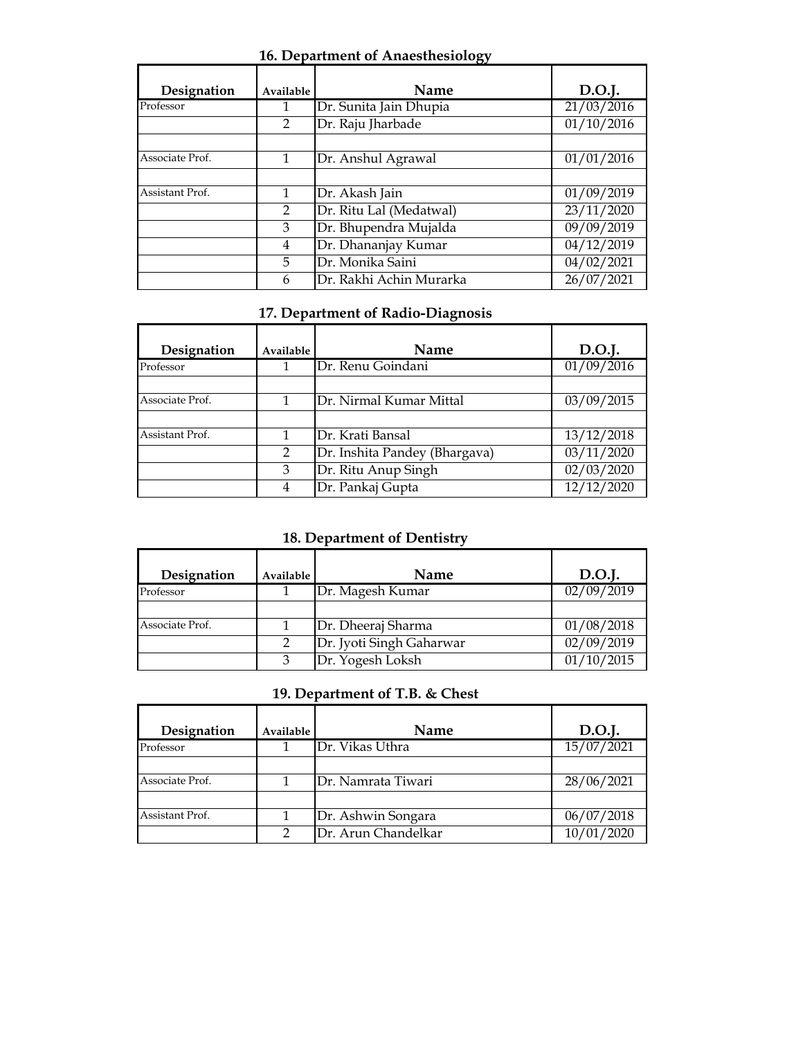## 16. Department of Anaesthesiology

| Designation | Available | Name | D.O.J. |
|---|---|---|---|
| Professor | 1 | Dr. Sunita Jain Dhupia | 21/03/2016 |
| | 2 | Dr. Raju Jharbade | 01/10/2016 |
| | | | |
| Associate Prof. | 1 | Dr. Anshul Agrawal | 01/01/2016 |
| | | | |
| Assistant Prof. | 1 | Dr. Akash Jain | 01/09/2019 |
| | 2 | Dr. Ritu Lal (Medatwal) | 23/11/2020 |
| | 3 | Dr. Bhupendra Mujalda | 09/09/2019 |
| | 4 | Dr. Dhananjay Kumar | 04/12/2019 |
| | 5 | Dr. Monika Saini | 04/02/2021 |
| | 6 | Dr. Rakhi Achin Murarka | 26/07/2021 |

## 17. Department of Radio-Diagnosis

| Designation | Available | Name | D.O.J. |
|---|---|---|---|
| Professor | 1 | Dr. Renu Goindani | 01/09/2016 |
| | | | |
| Associate Prof. | 1 | Dr. Nirmal Kumar Mittal | 03/09/2015 |
| | | | |
| Assistant Prof. | 1 | Dr. Krati Bansal | 13/12/2018 |
| | 2 | Dr. Inshita Pandey (Bhargava) | 03/11/2020 |
| | 3 | Dr. Ritu Anup Singh | 02/03/2020 |
| | 4 | Dr. Pankaj Gupta | 12/12/2020 |

## 18. Department of Dentistry

| Designation | Available | Name | D.O.J. |
|---|---|---|---|
| Professor | 1 | Dr. Magesh Kumar | 02/09/2019 |
| | | | |
| Associate Prof. | 1 | Dr. Dheeraj Sharma | 01/08/2018 |
| | 2 | Dr. Jyoti Singh Gaharwar | 02/09/2019 |
| | 3 | Dr. Yogesh Loksh | 01/10/2015 |

## 19. Department of T.B. & Chest

| Designation | Available | Name | D.O.J. |
|---|---|---|---|
| Professor | 1 | Dr. Vikas Uthra | 15/07/2021 |
| | | | |
| Associate Prof. | 1 | Dr. Namrata Tiwari | 28/06/2021 |
| | | | |
| Assistant Prof. | 1 | Dr. Ashwin Songara | 06/07/2018 |
| | 2 | Dr. Arun Chandelkar | 10/01/2020 |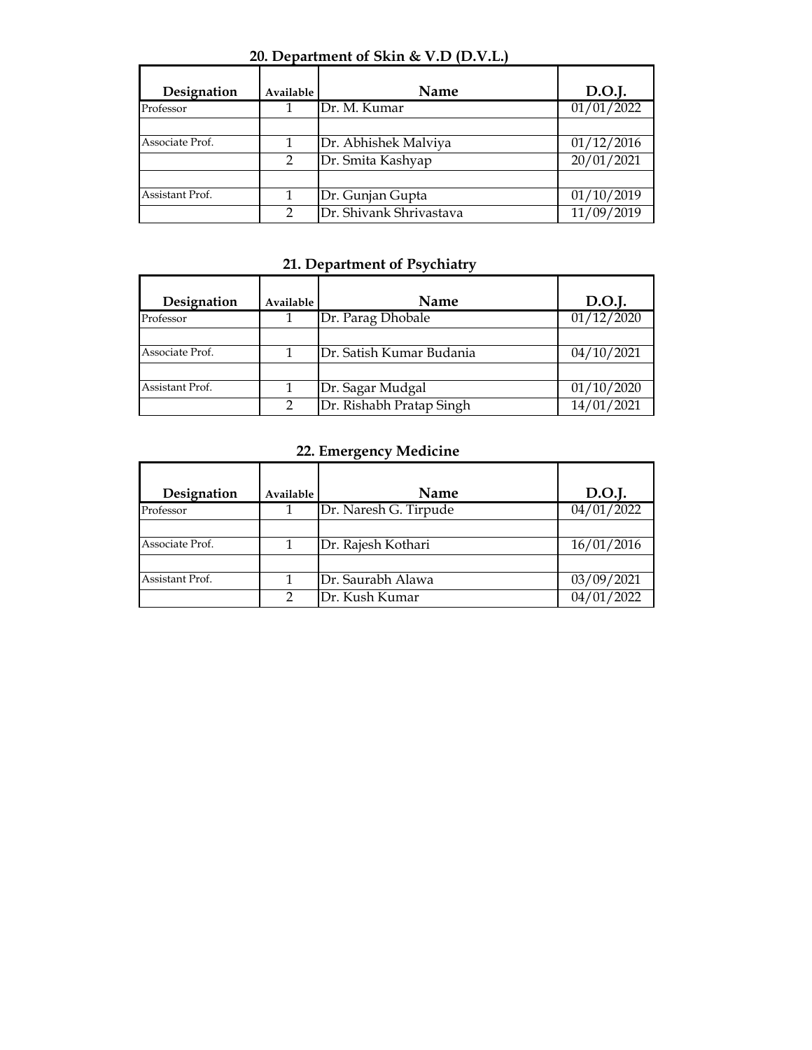## 20. Department of Skin & V.D (D.V.L.)

| Designation | Available | Name | D.O.J. |
|---|---|---|---|
| Professor | 1 | Dr. M. Kumar | 01/01/2022 |
| | | | |
| Associate Prof. | 1 | Dr. Abhishek Malviya | 01/12/2016 |
| | 2 | Dr. Smita Kashyap | 20/01/2021 |
| | | | |
| Assistant Prof. | 1 | Dr. Gunjan Gupta | 01/10/2019 |
| | 2 | Dr. Shivank Shrivastava | 11/09/2019 |

## 21. Department of Psychiatry

| Designation | Available | Name | D.O.J. |
|---|---|---|---|
| Professor | 1 | Dr. Parag Dhobale | 01/12/2020 |
| | | | |
| Associate Prof. | 1 | Dr. Satish Kumar Budania | 04/10/2021 |
| | | | |
| Assistant Prof. | 1 | Dr. Sagar Mudgal | 01/10/2020 |
| | 2 | Dr. Rishabh Pratap Singh | 14/01/2021 |

## 22. Emergency Medicine

| Designation | Available | Name | D.O.J. |
|---|---|---|---|
| Professor | 1 | Dr. Naresh G. Tirpude | 04/01/2022 |
| | | | |
| Associate Prof. | 1 | Dr. Rajesh Kothari | 16/01/2016 |
| | | | |
| Assistant Prof. | 1 | Dr. Saurabh Alawa | 03/09/2021 |
| | 2 | Dr. Kush Kumar | 04/01/2022 |